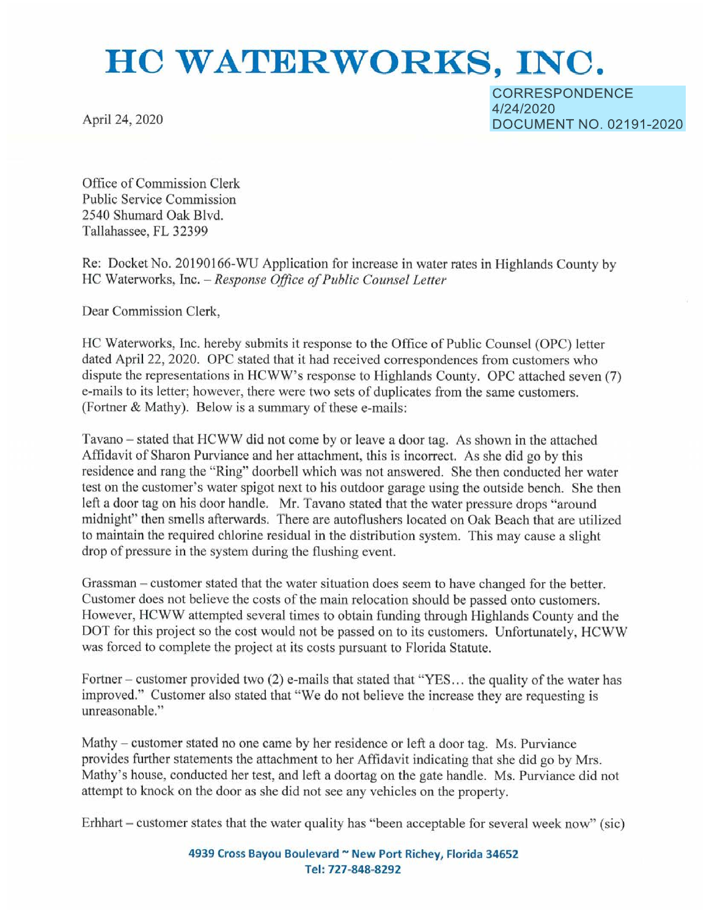# HC WATERWORKS, INC.

April 24, 2020

CORRESPONDENCE
4/24/2020
DOCUMENT NO. 02191-2020

Office of Commission Clerk
Public Service Commission
2540 Shumard Oak Blvd.
Tallahassee, FL 32399

Re: Docket No. 20190166-WU Application for increase in water rates in Highlands County by HC Waterworks, Inc. – *Response Office of Public Counsel Letter*

Dear Commission Clerk,

HC Waterworks, Inc. hereby submits it response to the Office of Public Counsel (OPC) letter dated April 22, 2020. OPC stated that it had received correspondences from customers who dispute the representations in HCWW's response to Highlands County. OPC attached seven (7) e-mails to its letter; however, there were two sets of duplicates from the same customers. (Fortner & Mathy). Below is a summary of these e-mails:

Tavano – stated that HCWW did not come by or leave a door tag. As shown in the attached Affidavit of Sharon Purviance and her attachment, this is incorrect. As she did go by this residence and rang the "Ring" doorbell which was not answered. She then conducted her water test on the customer's water spigot next to his outdoor garage using the outside bench. She then left a door tag on his door handle. Mr. Tavano stated that the water pressure drops "around midnight" then smells afterwards. There are autoflushers located on Oak Beach that are utilized to maintain the required chlorine residual in the distribution system. This may cause a slight drop of pressure in the system during the flushing event.

Grassman – customer stated that the water situation does seem to have changed for the better. Customer does not believe the costs of the main relocation should be passed onto customers. However, HCWW attempted several times to obtain funding through Highlands County and the DOT for this project so the cost would not be passed on to its customers. Unfortunately, HCWW was forced to complete the project at its costs pursuant to Florida Statute.

Fortner – customer provided two (2) e-mails that stated that "YES… the quality of the water has improved." Customer also stated that "We do not believe the increase they are requesting is unreasonable."

Mathy – customer stated no one came by her residence or left a door tag. Ms. Purviance provides further statements the attachment to her Affidavit indicating that she did go by Mrs. Mathy's house, conducted her test, and left a doortag on the gate handle. Ms. Purviance did not attempt to knock on the door as she did not see any vehicles on the property.

Erhhart – customer states that the water quality has "been acceptable for several week now" (sic)

4939 Cross Bayou Boulevard ~ New Port Richey, Florida 34652
Tel: 727-848-8292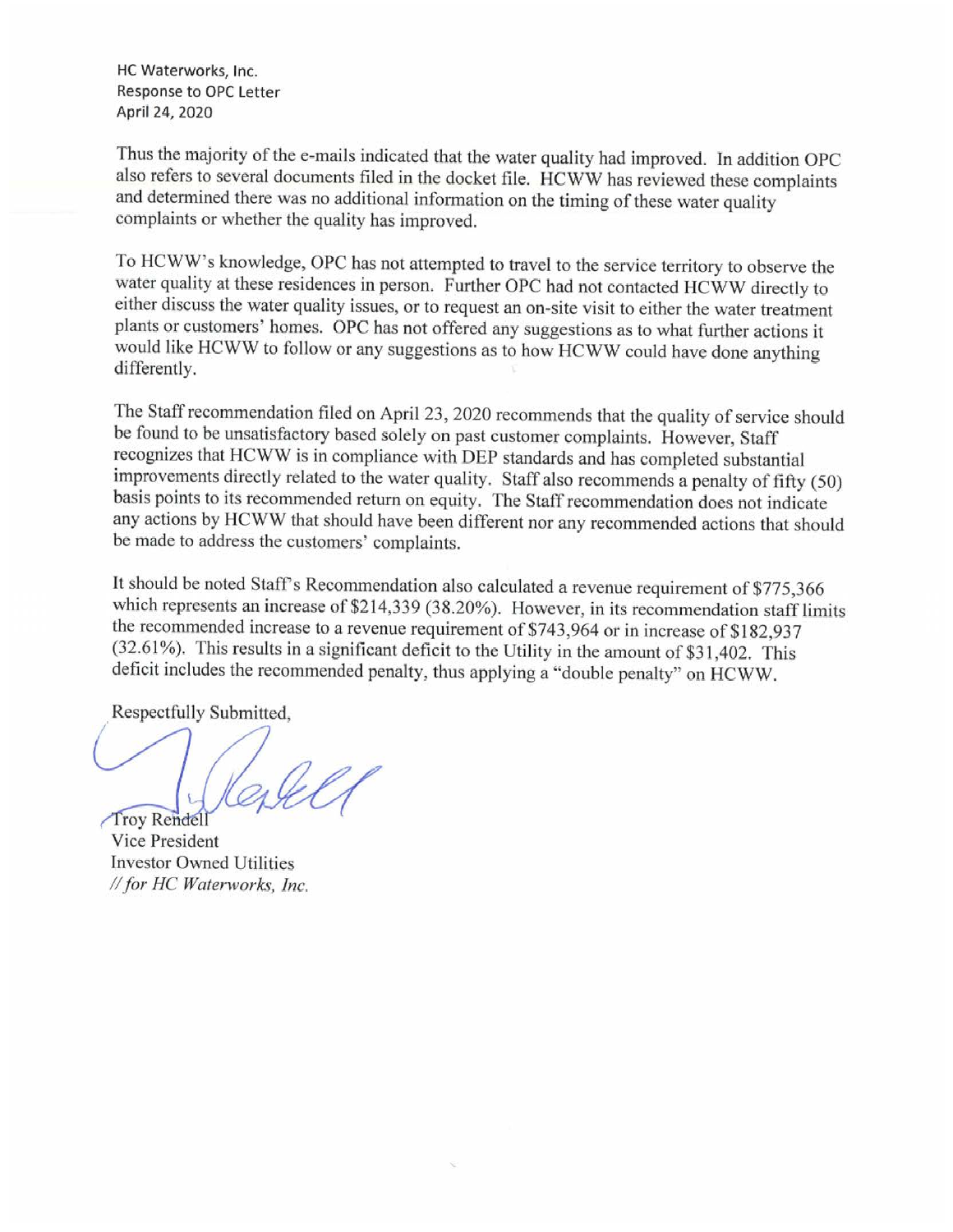Thus the majority of the e-mails indicated that the water quality had improved. In addition OPC also refers to several documents filed in the docket file. HCWW has reviewed these complaints and determined there was no additional information on the timing of these water quality complaints or whether the quality has improved.

To HCWW's knowledge, OPC has not attempted to travel to the service territory to observe the water quality at these residences in person. Further OPC had not contacted HCWW directly to either discuss the water quality issues, or to request an on-site visit to either the water treatment plants or customers' homes. OPC has not offered any suggestions as to what further actions it would like HCWW to follow or any suggestions as to how HCWW could have done anything differently.

The Staff recommendation filed on April 23, 2020 recommends that the quality of service should be found to be unsatisfactory based solely on past customer complaints. However, Staff recognizes that HCWW is in compliance with DEP standards and has completed substantial improvements directly related to the water quality. Staff also recommends a penalty of fifty (50) basis points to its recommended return on equity. The Staff recommendation does not indicate any actions by HCWW that should have been different nor any recommended actions that should be made to address the customers' complaints.

It should be noted Staff's Recommendation also calculated a revenue requirement of $775,366 which represents an increase of $214,339 (38.20%). However, in its recommendation staff limits the recommended increase to a revenue requirement of $743,964 or in increase of $182,937 (32.61%). This results in a significant deficit to the Utility in the amount of $31,402. This deficit includes the recommended penalty, thus applying a "double penalty" on HCWW.

Respectfully Submitted,

Troy Rendell
Vice President
Investor Owned Utilities
*// for HC Waterworks, Inc.*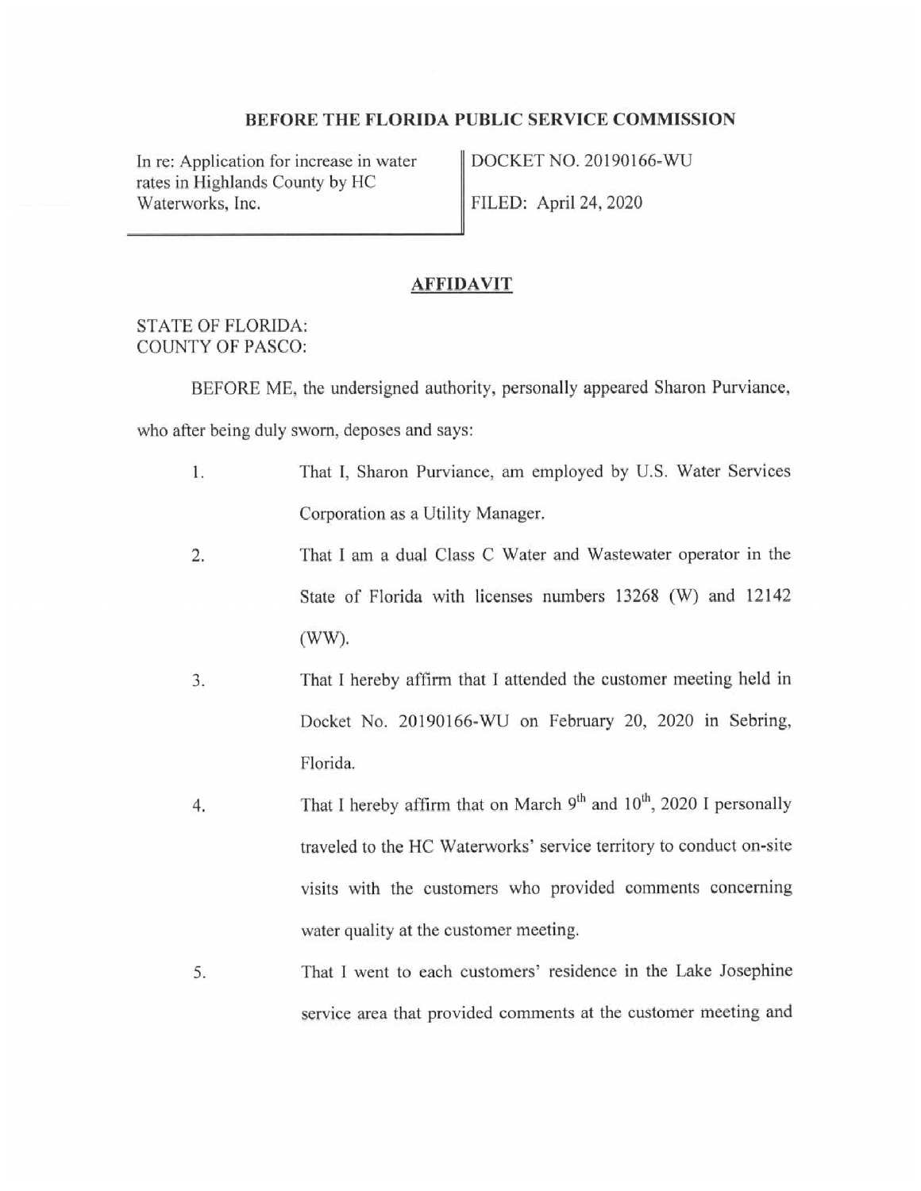**BEFORE THE FLORIDA PUBLIC SERVICE COMMISSION**

| In re: Application for increase in water rates in Highlands County by HC Waterworks, Inc. | DOCKET NO. 20190166-WU<br>FILED: April 24, 2020 |
|---|---|

## AFFIDAVIT

STATE OF FLORIDA:
COUNTY OF PASCO:

BEFORE ME, the undersigned authority, personally appeared Sharon Purviance, who after being duly sworn, deposes and says:

1. That I, Sharon Purviance, am employed by U.S. Water Services Corporation as a Utility Manager.

2. That I am a dual Class C Water and Wastewater operator in the State of Florida with licenses numbers 13268 (W) and 12142 (WW).

3. That I hereby affirm that I attended the customer meeting held in Docket No. 20190166-WU on February 20, 2020 in Sebring, Florida.

4. That I hereby affirm that on March 9th and 10th, 2020 I personally traveled to the HC Waterworks' service territory to conduct on-site visits with the customers who provided comments concerning water quality at the customer meeting.

5. That I went to each customers' residence in the Lake Josephine service area that provided comments at the customer meeting and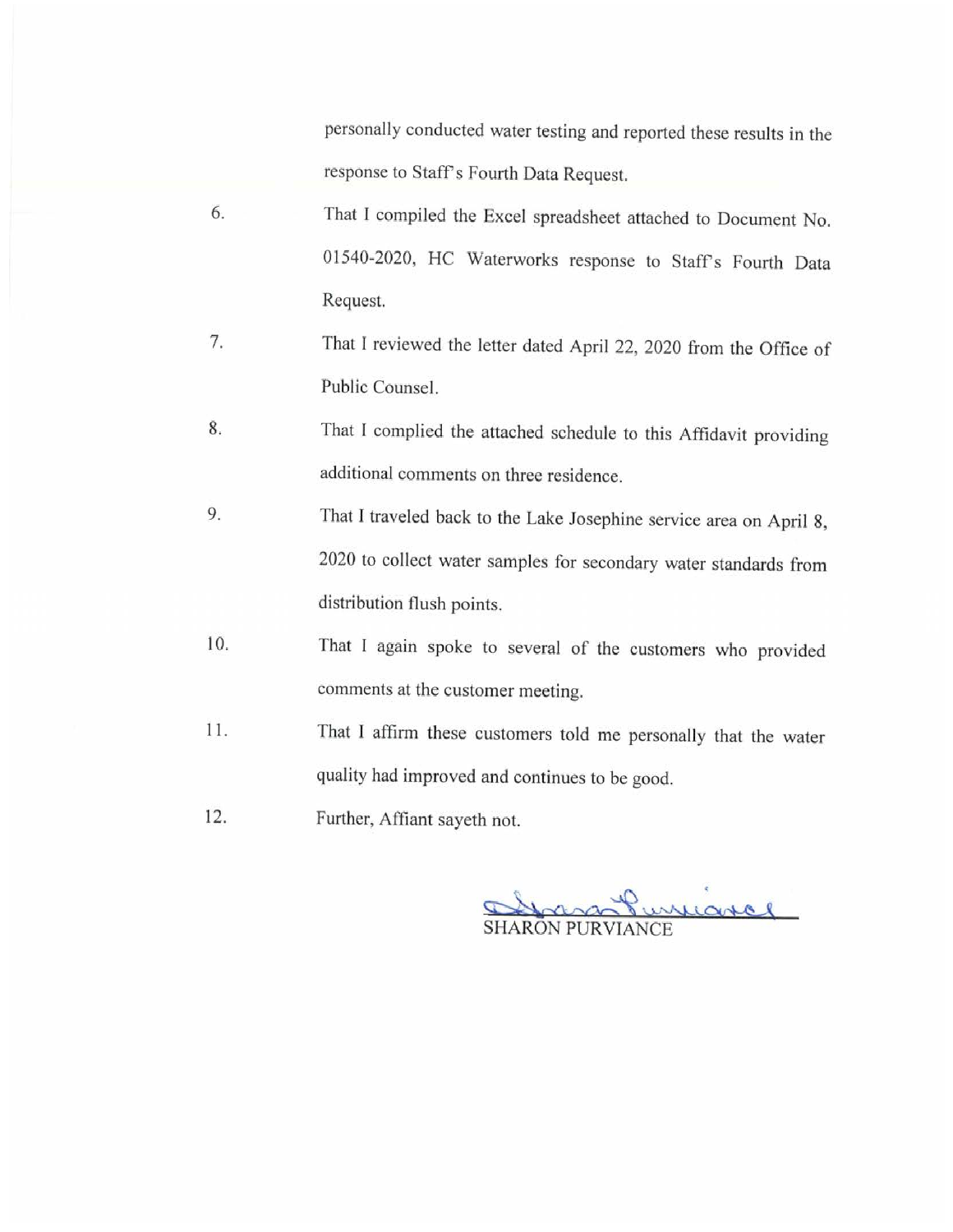personally conducted water testing and reported these results in the response to Staff's Fourth Data Request.

6. That I compiled the Excel spreadsheet attached to Document No. 01540-2020, HC Waterworks response to Staff's Fourth Data Request.

7. That I reviewed the letter dated April 22, 2020 from the Office of Public Counsel.

8. That I complied the attached schedule to this Affidavit providing additional comments on three residence.

9. That I traveled back to the Lake Josephine service area on April 8, 2020 to collect water samples for secondary water standards from distribution flush points.

10. That I again spoke to several of the customers who provided comments at the customer meeting.

11. That I affirm these customers told me personally that the water quality had improved and continues to be good.

12. Further, Affiant sayeth not.

SHARON PURVIANCE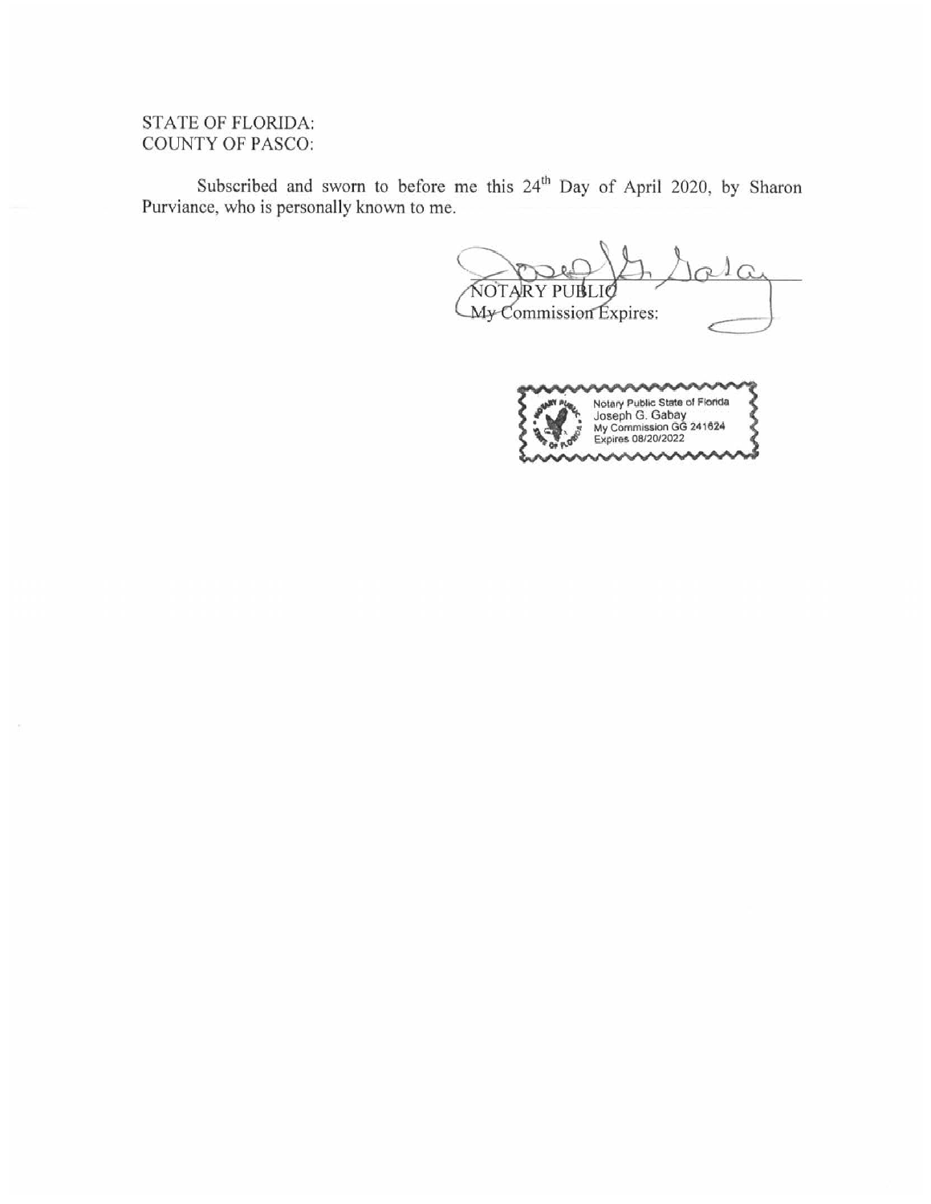STATE OF FLORIDA:
COUNTY OF PASCO:

Subscribed and sworn to before me this 24th Day of April 2020, by Sharon Purviance, who is personally known to me.

NOTARY PUBLIC
My Commission Expires:

Notary Public State of Florida
Joseph G. Gabay
My Commission GG 241624
Expires 08/20/2022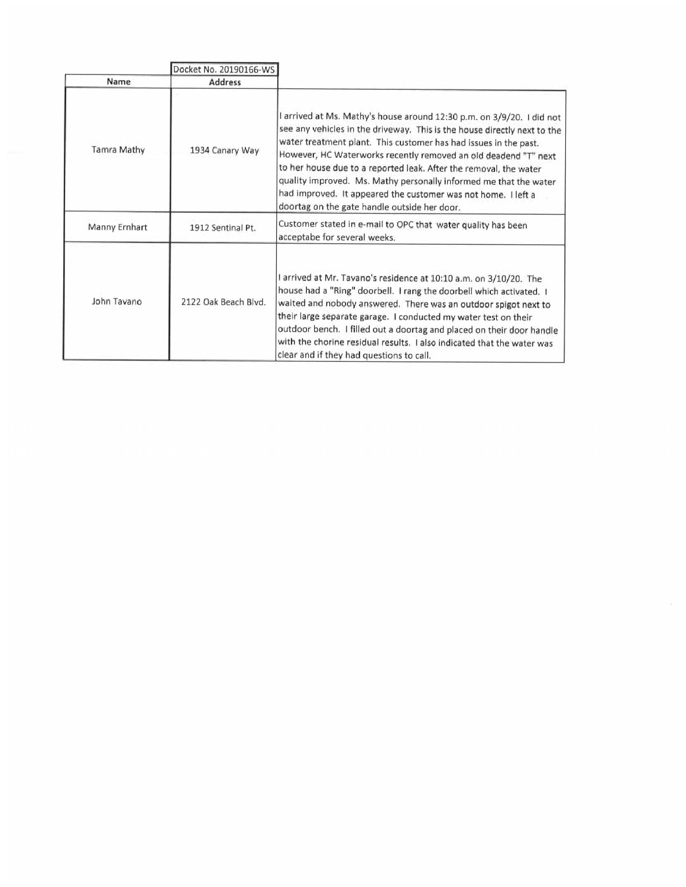| Name | Docket No. 20190166-WS<br>Address | |
|---|---|---|
| Tamra Mathy | 1934 Canary Way | I arrived at Ms. Mathy's house around 12:30 p.m. on 3/9/20. I did not see any vehicles in the driveway. This is the house directly next to the water treatment plant. This customer has had issues in the past. However, HC Waterworks recently removed an old deadend "T" next to her house due to a reported leak. After the removal, the water quality improved. Ms. Mathy personally informed me that the water had improved. It appeared the customer was not home. I left a doortag on the gate handle outside her door. |
| Manny Ernhart | 1912 Sentinal Pt. | Customer stated in e-mail to OPC that water quality has been acceptabe for several weeks. |
| John Tavano | 2122 Oak Beach Blvd. | I arrived at Mr. Tavano's residence at 10:10 a.m. on 3/10/20. The house had a "Ring" doorbell. I rang the doorbell which activated. I waited and nobody answered. There was an outdoor spigot next to their large separate garage. I conducted my water test on their outdoor bench. I filled out a doortag and placed on their door handle with the chorine residual results. I also indicated that the water was clear and if they had questions to call. |